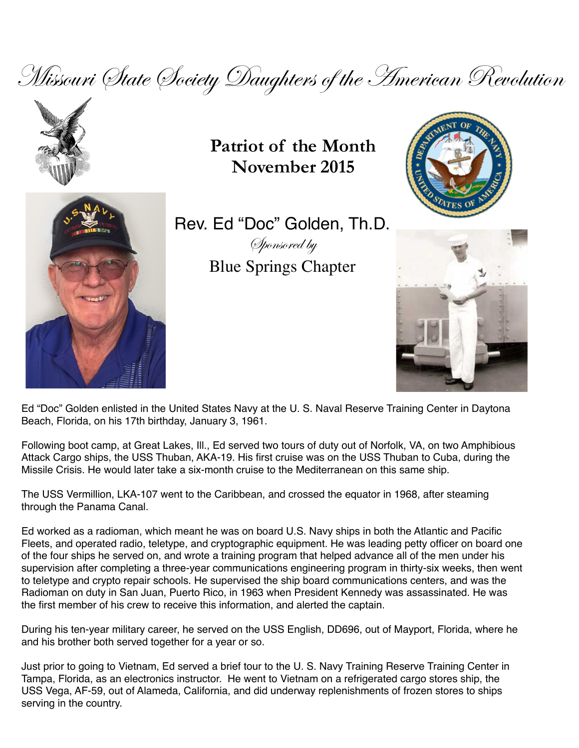# Missouri State Society Daughters of the American Revolution

## Patriot of the Month
## November 2015

### Rev. Ed "Doc" Golden, Th.D.

*Sponsored by*

Blue Springs Chapter

Ed "Doc" Golden enlisted in the United States Navy at the U. S. Naval Reserve Training Center in Daytona Beach, Florida, on his 17th birthday, January 3, 1961.

Following boot camp, at Great Lakes, Ill., Ed served two tours of duty out of Norfolk, VA, on two Amphibious Attack Cargo ships, the USS Thuban, AKA-19. His first cruise was on the USS Thuban to Cuba, during the Missile Crisis. He would later take a six-month cruise to the Mediterranean on this same ship.

The USS Vermillion, LKA-107 went to the Caribbean, and crossed the equator in 1968, after steaming through the Panama Canal.

Ed worked as a radioman, which meant he was on board U.S. Navy ships in both the Atlantic and Pacific Fleets, and operated radio, teletype, and cryptographic equipment. He was leading petty officer on board one of the four ships he served on, and wrote a training program that helped advance all of the men under his supervision after completing a three-year communications engineering program in thirty-six weeks, then went to teletype and crypto repair schools. He supervised the ship board communications centers, and was the Radioman on duty in San Juan, Puerto Rico, in 1963 when President Kennedy was assassinated. He was the first member of his crew to receive this information, and alerted the captain.

During his ten-year military career, he served on the USS English, DD696, out of Mayport, Florida, where he and his brother both served together for a year or so.

Just prior to going to Vietnam, Ed served a brief tour to the U. S. Navy Training Reserve Training Center in Tampa, Florida, as an electronics instructor. He went to Vietnam on a refrigerated cargo stores ship, the USS Vega, AF-59, out of Alameda, California, and did underway replenishments of frozen stores to ships serving in the country.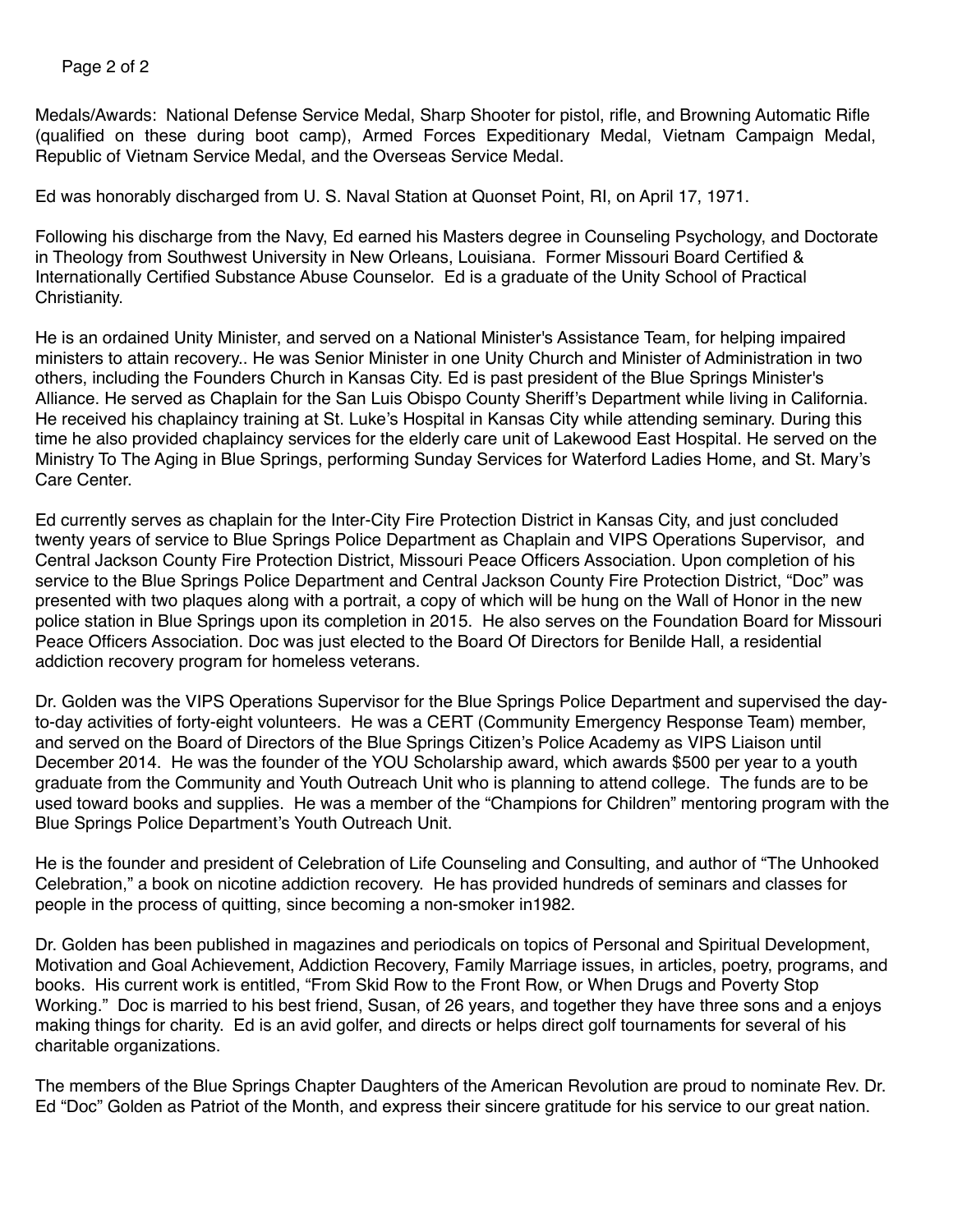Medals/Awards: National Defense Service Medal, Sharp Shooter for pistol, rifle, and Browning Automatic Rifle (qualified on these during boot camp), Armed Forces Expeditionary Medal, Vietnam Campaign Medal, Republic of Vietnam Service Medal, and the Overseas Service Medal.

Ed was honorably discharged from U. S. Naval Station at Quonset Point, RI, on April 17, 1971.

Following his discharge from the Navy, Ed earned his Masters degree in Counseling Psychology, and Doctorate in Theology from Southwest University in New Orleans, Louisiana. Former Missouri Board Certified & Internationally Certified Substance Abuse Counselor. Ed is a graduate of the Unity School of Practical Christianity.

He is an ordained Unity Minister, and served on a National Minister's Assistance Team, for helping impaired ministers to attain recovery.. He was Senior Minister in one Unity Church and Minister of Administration in two others, including the Founders Church in Kansas City. Ed is past president of the Blue Springs Minister's Alliance. He served as Chaplain for the San Luis Obispo County Sheriff's Department while living in California. He received his chaplaincy training at St. Luke's Hospital in Kansas City while attending seminary. During this time he also provided chaplaincy services for the elderly care unit of Lakewood East Hospital. He served on the Ministry To The Aging in Blue Springs, performing Sunday Services for Waterford Ladies Home, and St. Mary's Care Center.

Ed currently serves as chaplain for the Inter-City Fire Protection District in Kansas City, and just concluded twenty years of service to Blue Springs Police Department as Chaplain and VIPS Operations Supervisor, and Central Jackson County Fire Protection District, Missouri Peace Officers Association. Upon completion of his service to the Blue Springs Police Department and Central Jackson County Fire Protection District, "Doc" was presented with two plaques along with a portrait, a copy of which will be hung on the Wall of Honor in the new police station in Blue Springs upon its completion in 2015. He also serves on the Foundation Board for Missouri Peace Officers Association. Doc was just elected to the Board Of Directors for Benilde Hall, a residential addiction recovery program for homeless veterans.

Dr. Golden was the VIPS Operations Supervisor for the Blue Springs Police Department and supervised the day-to-day activities of forty-eight volunteers. He was a CERT (Community Emergency Response Team) member, and served on the Board of Directors of the Blue Springs Citizen's Police Academy as VIPS Liaison until December 2014. He was the founder of the YOU Scholarship award, which awards $500 per year to a youth graduate from the Community and Youth Outreach Unit who is planning to attend college. The funds are to be used toward books and supplies. He was a member of the "Champions for Children" mentoring program with the Blue Springs Police Department's Youth Outreach Unit.

He is the founder and president of Celebration of Life Counseling and Consulting, and author of "The Unhooked Celebration," a book on nicotine addiction recovery. He has provided hundreds of seminars and classes for people in the process of quitting, since becoming a non-smoker in1982.

Dr. Golden has been published in magazines and periodicals on topics of Personal and Spiritual Development, Motivation and Goal Achievement, Addiction Recovery, Family Marriage issues, in articles, poetry, programs, and books. His current work is entitled, "From Skid Row to the Front Row, or When Drugs and Poverty Stop Working." Doc is married to his best friend, Susan, of 26 years, and together they have three sons and a enjoys making things for charity. Ed is an avid golfer, and directs or helps direct golf tournaments for several of his charitable organizations.

The members of the Blue Springs Chapter Daughters of the American Revolution are proud to nominate Rev. Dr. Ed "Doc" Golden as Patriot of the Month, and express their sincere gratitude for his service to our great nation.